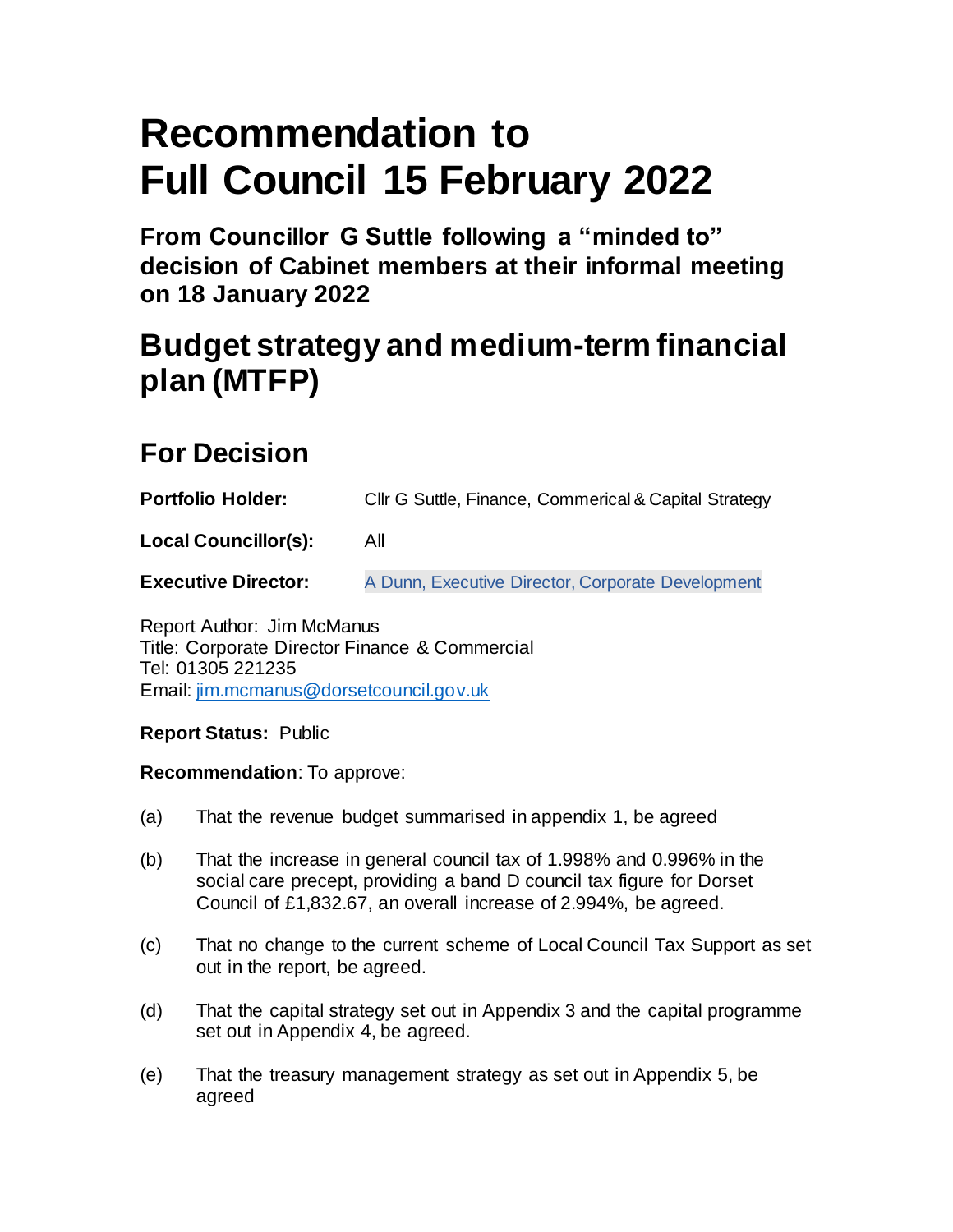# Recommendation to Full Council 15 February 2022

**From Councillor G Suttle following a "minded to" decision of Cabinet members at their informal meeting on 18 January 2022**

# Budget strategy and medium-term financial plan (MTFP)

## For Decision

**Portfolio Holder:** Cllr G Suttle, Finance, Commerical & Capital Strategy

**Local Councillor(s):** All

**Executive Director:** A Dunn, Executive Director, Corporate Development

Report Author: Jim McManus
Title: Corporate Director Finance & Commercial
Tel: 01305 221235
Email: jim.mcmanus@dorsetcouncil.gov.uk

**Report Status:** Public

**Recommendation**: To approve:

(a) That the revenue budget summarised in appendix 1, be agreed

(b) That the increase in general council tax of 1.998% and 0.996% in the social care precept, providing a band D council tax figure for Dorset Council of £1,832.67, an overall increase of 2.994%, be agreed.

(c) That no change to the current scheme of Local Council Tax Support as set out in the report, be agreed.

(d) That the capital strategy set out in Appendix 3 and the capital programme set out in Appendix 4, be agreed.

(e) That the treasury management strategy as set out in Appendix 5, be agreed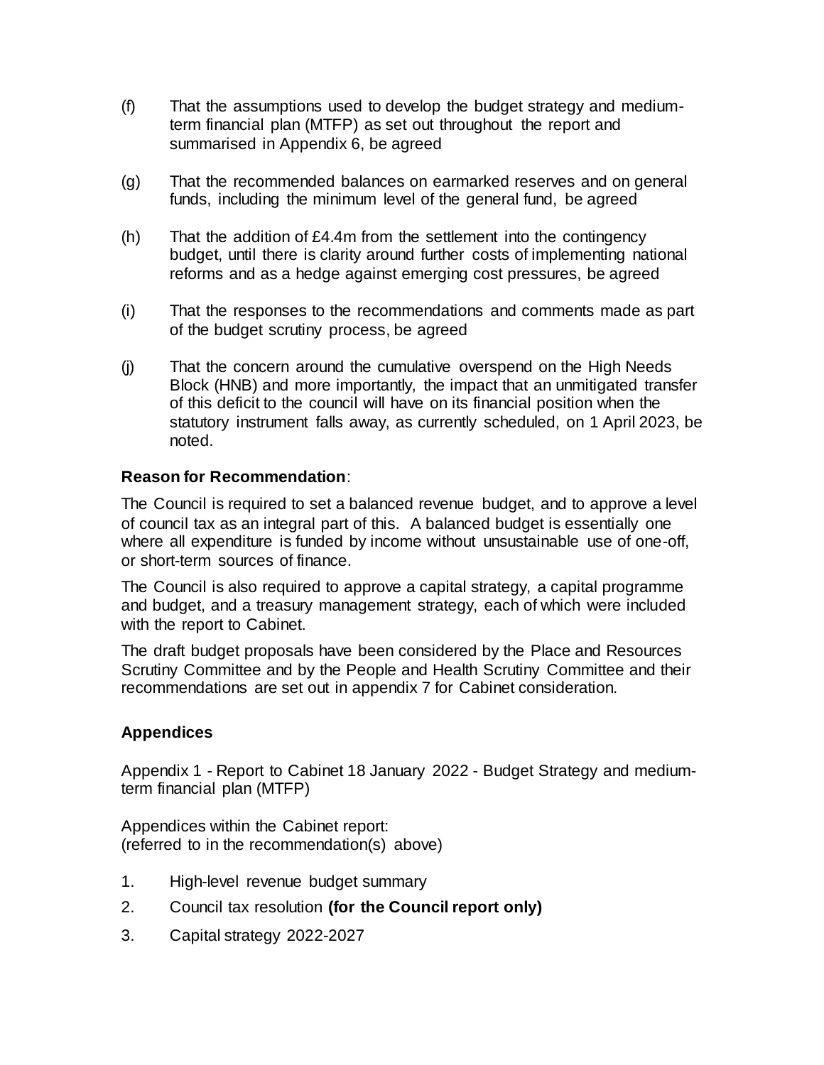(f) That the assumptions used to develop the budget strategy and medium-term financial plan (MTFP) as set out throughout the report and summarised in Appendix 6, be agreed

(g) That the recommended balances on earmarked reserves and on general funds, including the minimum level of the general fund, be agreed

(h) That the addition of £4.4m from the settlement into the contingency budget, until there is clarity around further costs of implementing national reforms and as a hedge against emerging cost pressures, be agreed

(i) That the responses to the recommendations and comments made as part of the budget scrutiny process, be agreed

(j) That the concern around the cumulative overspend on the High Needs Block (HNB) and more importantly, the impact that an unmitigated transfer of this deficit to the council will have on its financial position when the statutory instrument falls away, as currently scheduled, on 1 April 2023, be noted.

**Reason for Recommendation**:

The Council is required to set a balanced revenue budget, and to approve a level of council tax as an integral part of this. A balanced budget is essentially one where all expenditure is funded by income without unsustainable use of one-off, or short-term sources of finance.

The Council is also required to approve a capital strategy, a capital programme and budget, and a treasury management strategy, each of which were included with the report to Cabinet.

The draft budget proposals have been considered by the Place and Resources Scrutiny Committee and by the People and Health Scrutiny Committee and their recommendations are set out in appendix 7 for Cabinet consideration.

**Appendices**

Appendix 1 - Report to Cabinet 18 January 2022 - Budget Strategy and medium-term financial plan (MTFP)

Appendices within the Cabinet report:
(referred to in the recommendation(s) above)

1. High-level revenue budget summary
2. Council tax resolution **(for the Council report only)**
3. Capital strategy 2022-2027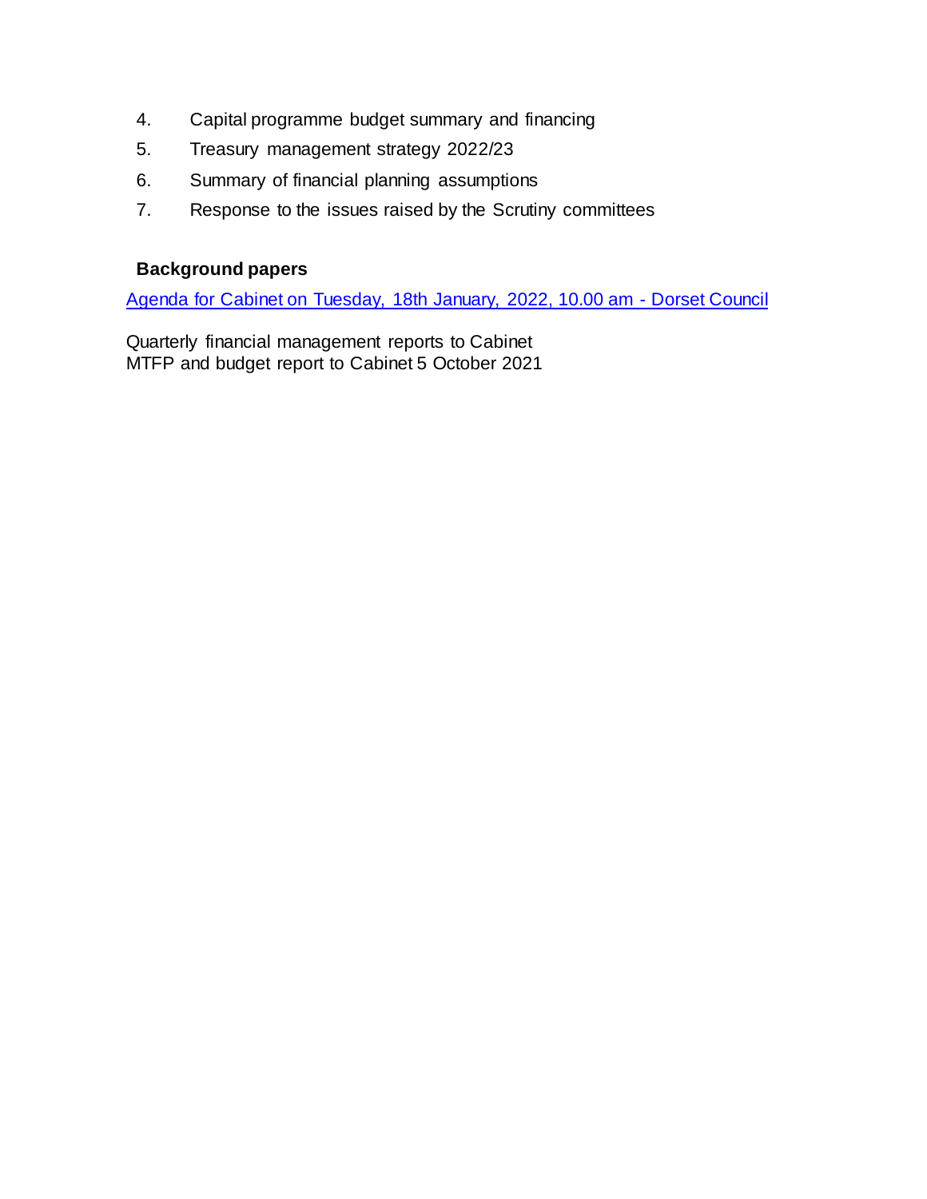4. Capital programme budget summary and financing
5. Treasury management strategy 2022/23
6. Summary of financial planning assumptions
7. Response to the issues raised by the Scrutiny committees

**Background papers**

Agenda for Cabinet on Tuesday, 18th January, 2022, 10.00 am - Dorset Council

Quarterly financial management reports to Cabinet
MTFP and budget report to Cabinet 5 October 2021